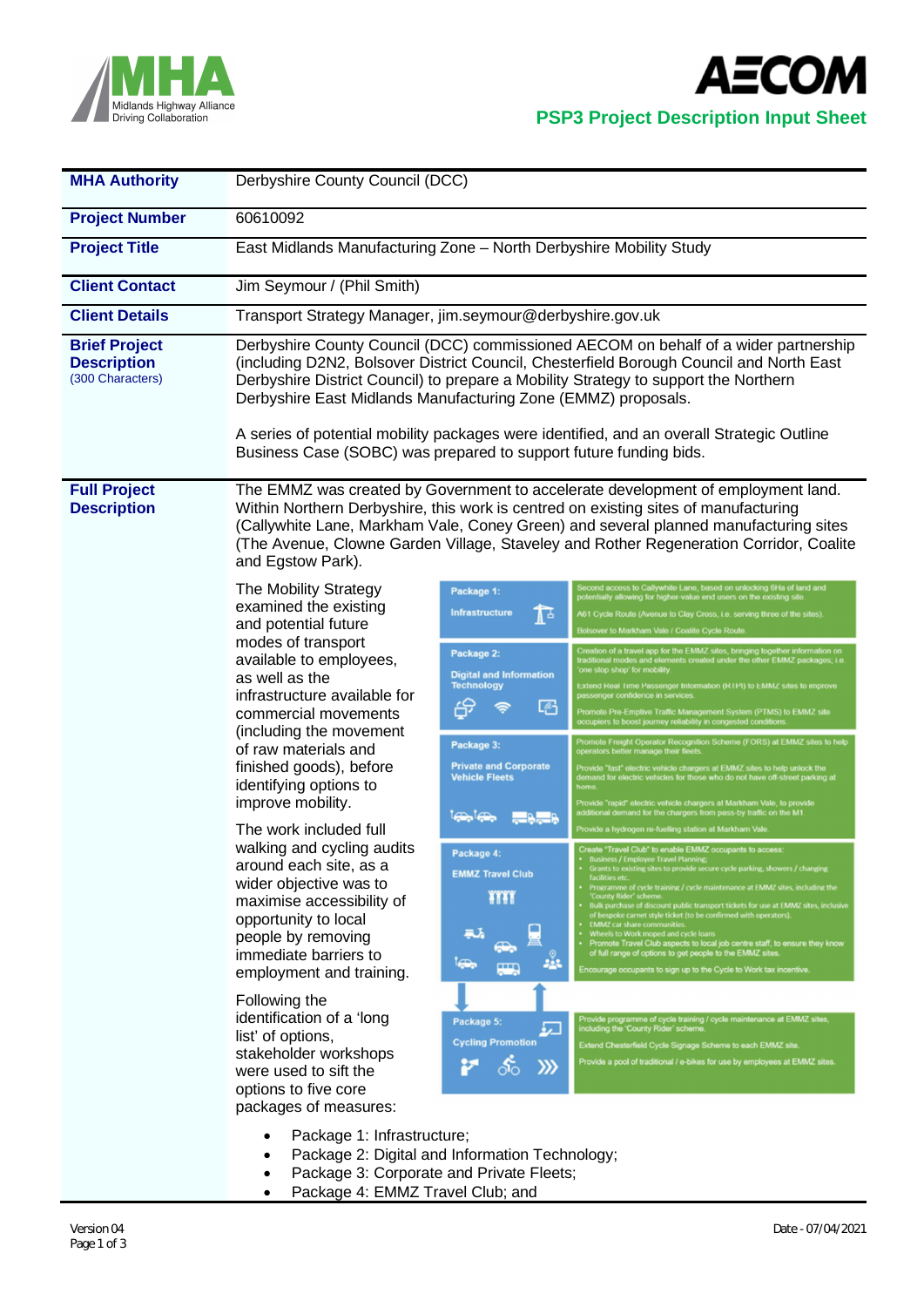**PSP3 Project Description Input Sheet**

| | |
|---|---|
| **MHA Authority** | Derbyshire County Council (DCC) |
| **Project Number** | 60610092 |
| **Project Title** | East Midlands Manufacturing Zone – North Derbyshire Mobility Study |
| **Client Contact** | Jim Seymour / (Phil Smith) |
| **Client Details** | Transport Strategy Manager, jim.seymour@derbyshire.gov.uk |
| **Brief Project Description** (300 Characters) | Derbyshire County Council (DCC) commissioned AECOM on behalf of a wider partnership (including D2N2, Bolsover District Council, Chesterfield Borough Council and North East Derbyshire District Council) to prepare a Mobility Strategy to support the Northern Derbyshire East Midlands Manufacturing Zone (EMMZ) proposals.<br><br>A series of potential mobility packages were identified, and an overall Strategic Outline Business Case (SOBC) was prepared to support future funding bids. |
| **Full Project Description** | The EMMZ was created by Government to accelerate development of employment land. Within Northern Derbyshire, this work is centred on existing sites of manufacturing (Callywhite Lane, Markham Vale, Coney Green) and several planned manufacturing sites (The Avenue, Clowne Garden Village, Staveley and Rother Regeneration Corridor, Coalite and Egstow Park).<br><br>The Mobility Strategy examined the existing and potential future modes of transport available to employees, as well as the infrastructure available for commercial movements (including the movement of raw materials and finished goods), before identifying options to improve mobility.<br><br>The work included full walking and cycling audits around each site, as a wider objective was to maximise accessibility of opportunity to local people by removing immediate barriers to employment and training.<br><br>Following the identification of a 'long list' of options, stakeholder workshops were used to sift the options to five core packages of measures:<br><br>• Package 1: Infrastructure;<br>• Package 2: Digital and Information Technology;<br>• Package 3: Corporate and Private Fleets;<br>• Package 4: EMMZ Travel Club; and |

| Package | Measures |
|---|---|
| Package 1: Infrastructure | Second access to Callywhite Lane, based on unlocking 6Ha of land and potentially allowing for higher-value end users on the existing site.<br>A61 Cycle Route (Avenue to Clay Cross, i.e. serving three of the sites).<br>Bolsover to Markham Vale / Coalite Cycle Route. |
| Package 2: Digital and Information Technology | Creation of a travel app for the EMMZ sites, bringing together information on traditional modes and elements created under the other EMMZ packages, i.e. 'one stop shop' for mobility.<br>Extend Real Time Passenger Information (RTPI) to EMMZ sites to improve passenger confidence in services.<br>Promote Pre-Emptive Traffic Management System (PTMS) to EMMZ site occupiers to boost journey reliability in congested conditions. |
| Package 3: Private and Corporate Vehicle Fleets | Promote Freight Operator Recognition Scheme (FORS) at EMMZ sites to help operators better manage their fleets.<br>Provide "fast" electric vehicle chargers at EMMZ sites to help unlock the demand for electric vehicles for those who do not have off-street parking at home.<br>Provide "rapid" electric vehicle chargers at Markham Vale, to provide additional demand for the chargers from pass-by traffic on the M1.<br>Provide a hydrogen re-fuelling station at Markham Vale. |
| Package 4: EMMZ Travel Club | Create "Travel Club" to enable EMMZ occupants to access:<br>• Business / Employee Travel Planning;<br>• Grants to existing sites to provide secure cycle parking, showers / changing facilities etc.<br>• Programme of cycle training / cycle maintenance at EMMZ sites, including the 'County Rider' scheme.<br>• Bulk purchase of discount public transport tickets for use at EMMZ sites, inclusive of bespoke carnet style ticket (to be confirmed with operators).<br>• EMMZ car share communities.<br>• Wheels to Work moped and cycle loans<br>• Promote Travel Club aspects to local job centre staff, to ensure they know of full range of options to get people to the EMMZ sites.<br>Encourage occupants to sign up to the Cycle to Work tax incentive. |
| Package 5: Cycling Promotion | Provide programme of cycle training / cycle maintenance at EMMZ sites, including the 'County Rider' scheme.<br>Extend Chesterfield Cycle Signage Scheme to each EMMZ site.<br>Provide a pool of traditional / e-bikes for use by employees at EMMZ sites. |

Version 04

Date - 07/04/2021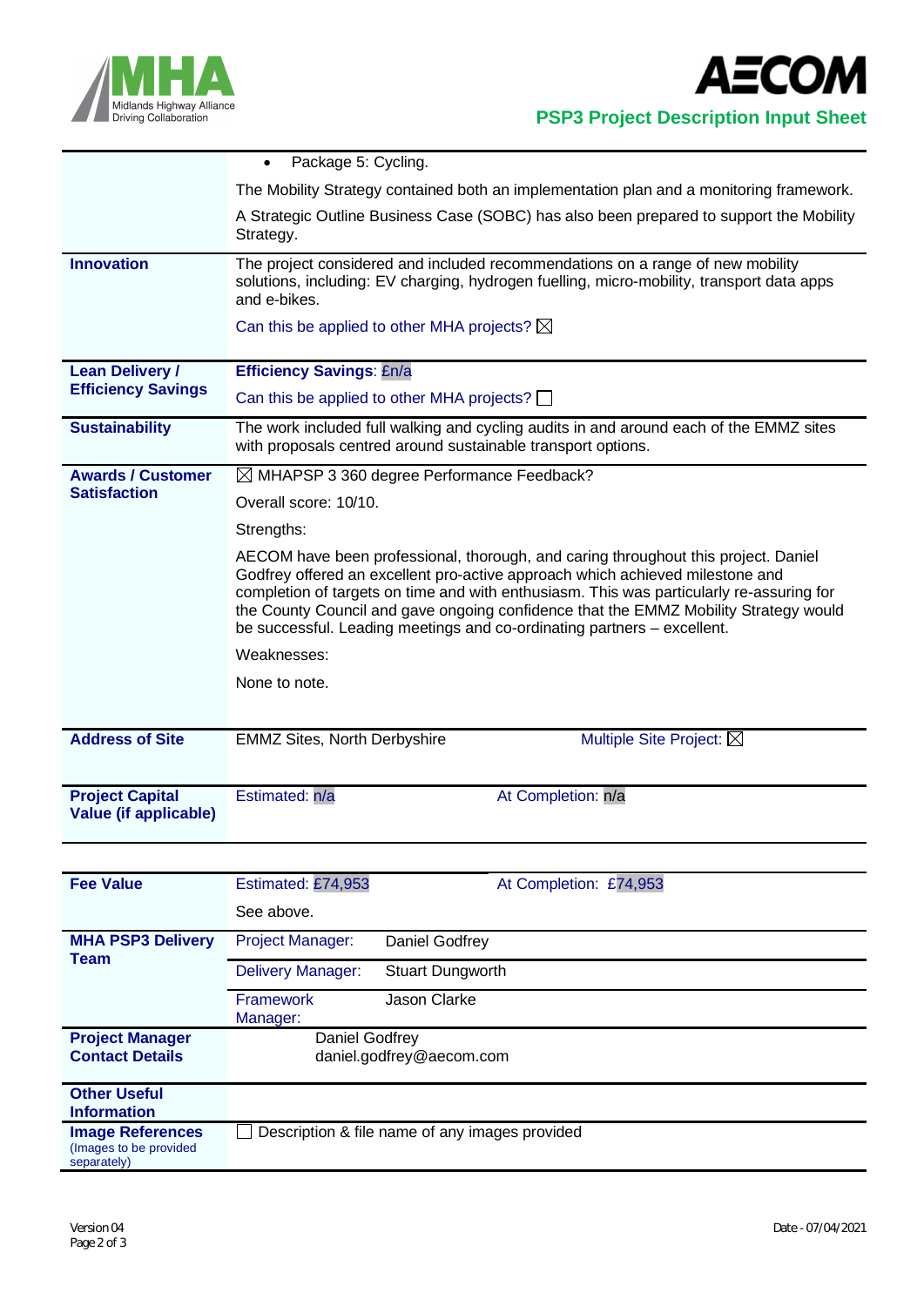| | |
|---|---|
| | • Package 5: Cycling.<br>The Mobility Strategy contained both an implementation plan and a monitoring framework.<br>A Strategic Outline Business Case (SOBC) has also been prepared to support the Mobility Strategy. |
| **Innovation** | The project considered and included recommendations on a range of new mobility solutions, including: EV charging, hydrogen fuelling, micro-mobility, transport data apps and e-bikes.<br>Can this be applied to other MHA projects? ☒ |
| **Lean Delivery / Efficiency Savings** | **Efficiency Savings**: £n/a<br>Can this be applied to other MHA projects? ☐ |
| **Sustainability** | The work included full walking and cycling audits in and around each of the EMMZ sites with proposals centred around sustainable transport options. |
| **Awards / Customer Satisfaction** | ☒ MHAPSP 3 360 degree Performance Feedback?<br>Overall score: 10/10.<br>Strengths:<br>AECOM have been professional, thorough, and caring throughout this project. Daniel Godfrey offered an excellent pro-active approach which achieved milestone and completion of targets on time and with enthusiasm. This was particularly re-assuring for the County Council and gave ongoing confidence that the EMMZ Mobility Strategy would be successful. Leading meetings and co-ordinating partners – excellent.<br>Weaknesses:<br>None to note. |
| **Address of Site** | EMMZ Sites, North Derbyshire — Multiple Site Project: ☒ |
| **Project Capital Value (if applicable)** | Estimated: n/a — At Completion: n/a |

| | | |
|---|---|---|
| **Fee Value** | Estimated: £74,953<br>See above. | At Completion: £74,953 |
| **MHA PSP3 Delivery Team** | Project Manager: | Daniel Godfrey |
| | Delivery Manager: | Stuart Dungworth |
| | Framework Manager: | Jason Clarke |
| **Project Manager Contact Details** | Daniel Godfrey<br>daniel.godfrey@aecom.com | |
| **Other Useful Information** | | |
| **Image References** (Images to be provided separately) | ☐ Description & file name of any images provided | |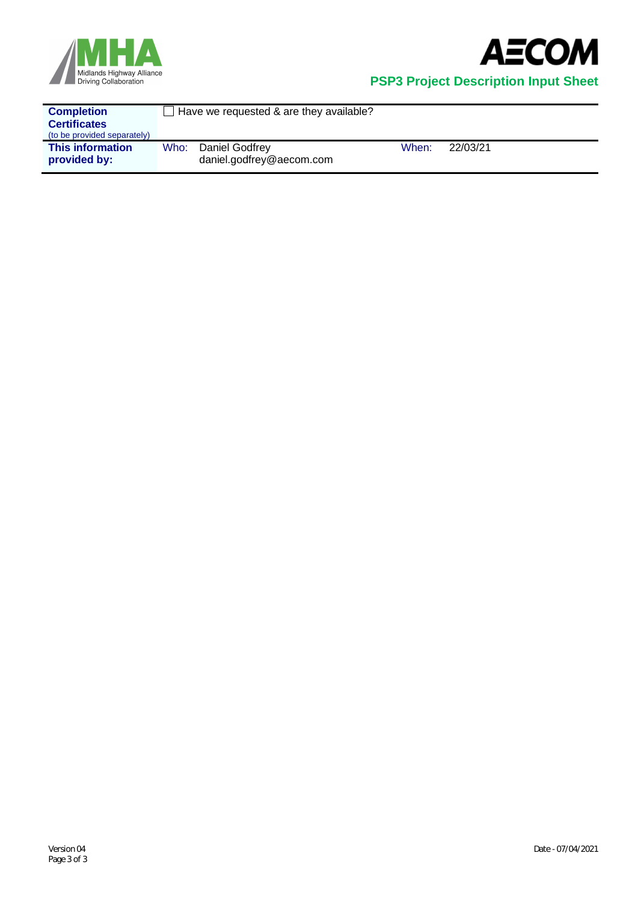| | |
|---|---|
| **Completion Certificates** (to be provided separately) | ☐ Have we requested & are they available? |
| **This information provided by:** | Who: Daniel Godfrey daniel.godfrey@aecom.com When: 22/03/21 |